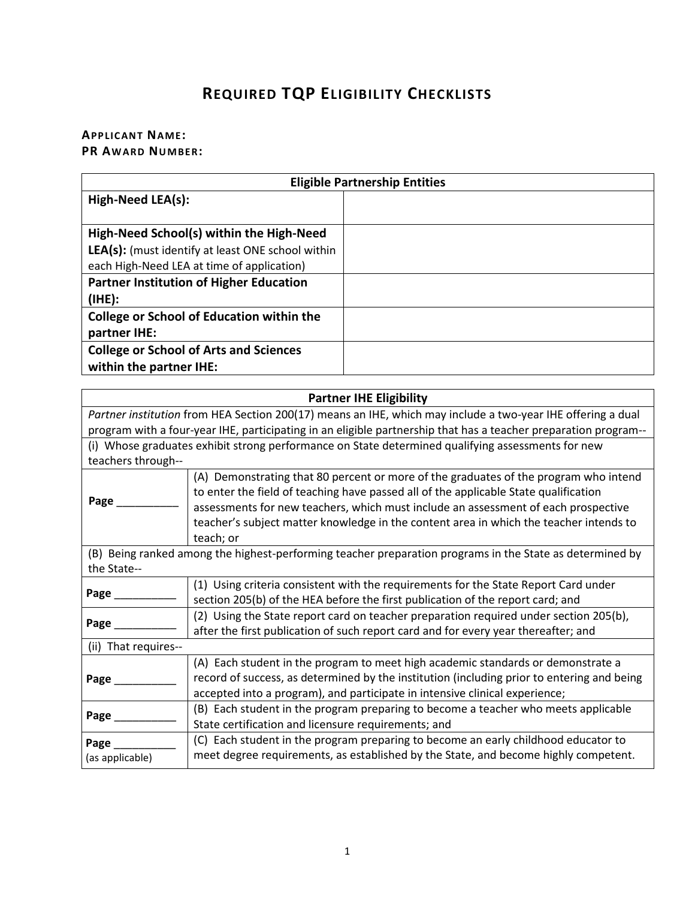# Required TQP Eligibility Checklists

**Applicant Name:**
**PR Award Number:**

| Eligible Partnership Entities | |
|---|---|
| **High-Need LEA(s):** | |
| **High-Need School(s) within the High-Need LEA(s):** (must identify at least ONE school within each High-Need LEA at time of application) | |
| **Partner Institution of Higher Education (IHE):** | |
| **College or School of Education within the partner IHE:** | |
| **College or School of Arts and Sciences within the partner IHE:** | |

| Partner IHE Eligibility | |
|---|---|
| *Partner institution* from HEA Section 200(17) means an IHE, which may include a two-year IHE offering a dual program with a four-year IHE, participating in an eligible partnership that has a teacher preparation program-- | |
| (i) Whose graduates exhibit strong performance on State determined qualifying assessments for new teachers through-- | |
| Page __________ | (A) Demonstrating that 80 percent or more of the graduates of the program who intend to enter the field of teaching have passed all of the applicable State qualification assessments for new teachers, which must include an assessment of each prospective teacher's subject matter knowledge in the content area in which the teacher intends to teach; or |
| (B) Being ranked among the highest-performing teacher preparation programs in the State as determined by the State-- | |
| Page __________ | (1) Using criteria consistent with the requirements for the State Report Card under section 205(b) of the HEA before the first publication of the report card; and |
| Page __________ | (2) Using the State report card on teacher preparation required under section 205(b), after the first publication of such report card and for every year thereafter; and |
| (ii) That requires-- | |
| Page __________ | (A) Each student in the program to meet high academic standards or demonstrate a record of success, as determined by the institution (including prior to entering and being accepted into a program), and participate in intensive clinical experience; |
| Page __________ | (B) Each student in the program preparing to become a teacher who meets applicable State certification and licensure requirements; and |
| Page __________ (as applicable) | (C) Each student in the program preparing to become an early childhood educator to meet degree requirements, as established by the State, and become highly competent. |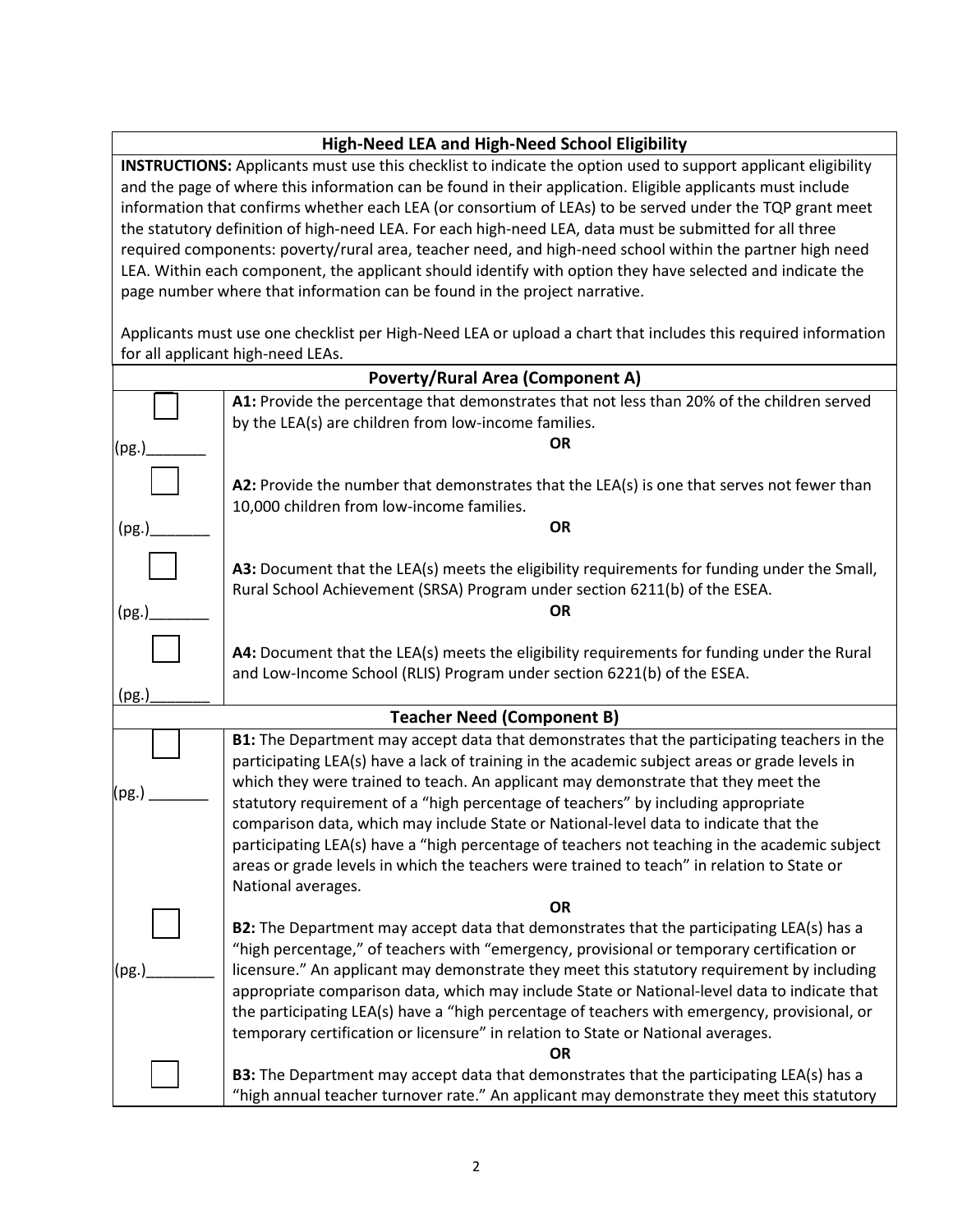| High-Need LEA and High-Need School Eligibility | |
|---|---|
| **INSTRUCTIONS:** Applicants must use this checklist to indicate the option used to support applicant eligibility and the page of where this information can be found in their application. Eligible applicants must include information that confirms whether each LEA (or consortium of LEAs) to be served under the TQP grant meet the statutory definition of high-need LEA. For each high-need LEA, data must be submitted for all three required components: poverty/rural area, teacher need, and high-need school within the partner high need LEA. Within each component, the applicant should identify with option they have selected and indicate the page number where that information can be found in the project narrative.<br><br>Applicants must use one checklist per High-Need LEA or upload a chart that includes this required information for all applicant high-need LEAs. | |
| **Poverty/Rural Area (Component A)** | |
| ☐<br>(pg.)_______ | **A1:** Provide the percentage that demonstrates that not less than 20% of the children served by the LEA(s) are children from low-income families.<br>**OR** |
| ☐<br>(pg.)_______ | **A2:** Provide the number that demonstrates that the LEA(s) is one that serves not fewer than 10,000 children from low-income families.<br>**OR** |
| ☐<br>(pg.)_______ | **A3:** Document that the LEA(s) meets the eligibility requirements for funding under the Small, Rural School Achievement (SRSA) Program under section 6211(b) of the ESEA.<br>**OR** |
| ☐<br>(pg.)_______ | **A4:** Document that the LEA(s) meets the eligibility requirements for funding under the Rural and Low-Income School (RLIS) Program under section 6221(b) of the ESEA. |
| **Teacher Need (Component B)** | |
| ☐<br>(pg.) _______ | **B1:** The Department may accept data that demonstrates that the participating teachers in the participating LEA(s) have a lack of training in the academic subject areas or grade levels in which they were trained to teach. An applicant may demonstrate that they meet the statutory requirement of a "high percentage of teachers" by including appropriate comparison data, which may include State or National-level data to indicate that the participating LEA(s) have a "high percentage of teachers not teaching in the academic subject areas or grade levels in which the teachers were trained to teach" in relation to State or National averages.<br>**OR** |
| ☐<br>(pg.)________ | **B2:** The Department may accept data that demonstrates that the participating LEA(s) has a "high percentage," of teachers with "emergency, provisional or temporary certification or licensure." An applicant may demonstrate they meet this statutory requirement by including appropriate comparison data, which may include State or National-level data to indicate that the participating LEA(s) have a "high percentage of teachers with emergency, provisional, or temporary certification or licensure" in relation to State or National averages.<br>**OR** |
| ☐ | **B3:** The Department may accept data that demonstrates that the participating LEA(s) has a "high annual teacher turnover rate." An applicant may demonstrate they meet this statutory |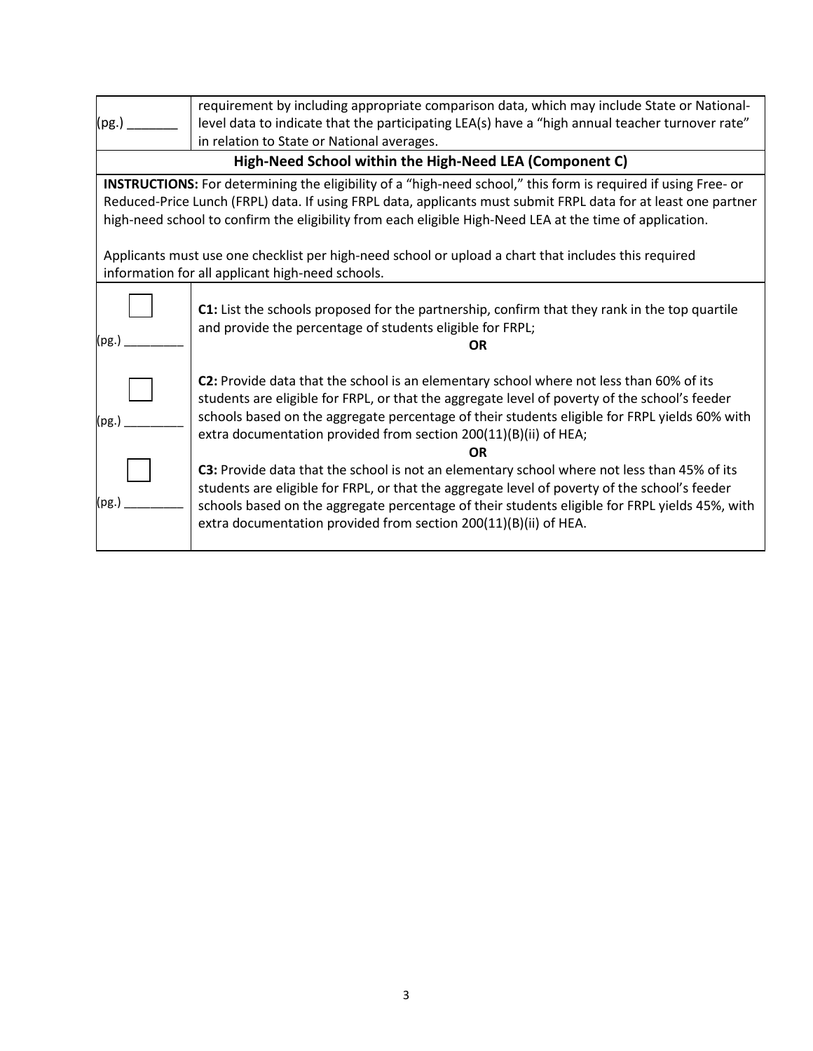| | |
|---|---|
| (pg.) _______ | requirement by including appropriate comparison data, which may include State or National-level data to indicate that the participating LEA(s) have a "high annual teacher turnover rate" in relation to State or National averages. |

### High-Need School within the High-Need LEA (Component C)

**INSTRUCTIONS:** For determining the eligibility of a "high-need school," this form is required if using Free- or Reduced-Price Lunch (FRPL) data. If using FRPL data, applicants must submit FRPL data for at least one partner high-need school to confirm the eligibility from each eligible High-Need LEA at the time of application.

Applicants must use one checklist per high-need school or upload a chart that includes this required information for all applicant high-need schools.

| | |
|---|---|
| ☐ (pg.) _________ | **C1:** List the schools proposed for the partnership, confirm that they rank in the top quartile and provide the percentage of students eligible for FRPL; **OR** |
| ☐ (pg.) _________ | **C2:** Provide data that the school is an elementary school where not less than 60% of its students are eligible for FRPL, or that the aggregate level of poverty of the school's feeder schools based on the aggregate percentage of their students eligible for FRPL yields 60% with extra documentation provided from section 200(11)(B)(ii) of HEA; **OR** |
| ☐ (pg.) _________ | **C3:** Provide data that the school is not an elementary school where not less than 45% of its students are eligible for FRPL, or that the aggregate level of poverty of the school's feeder schools based on the aggregate percentage of their students eligible for FRPL yields 45%, with extra documentation provided from section 200(11)(B)(ii) of HEA. |